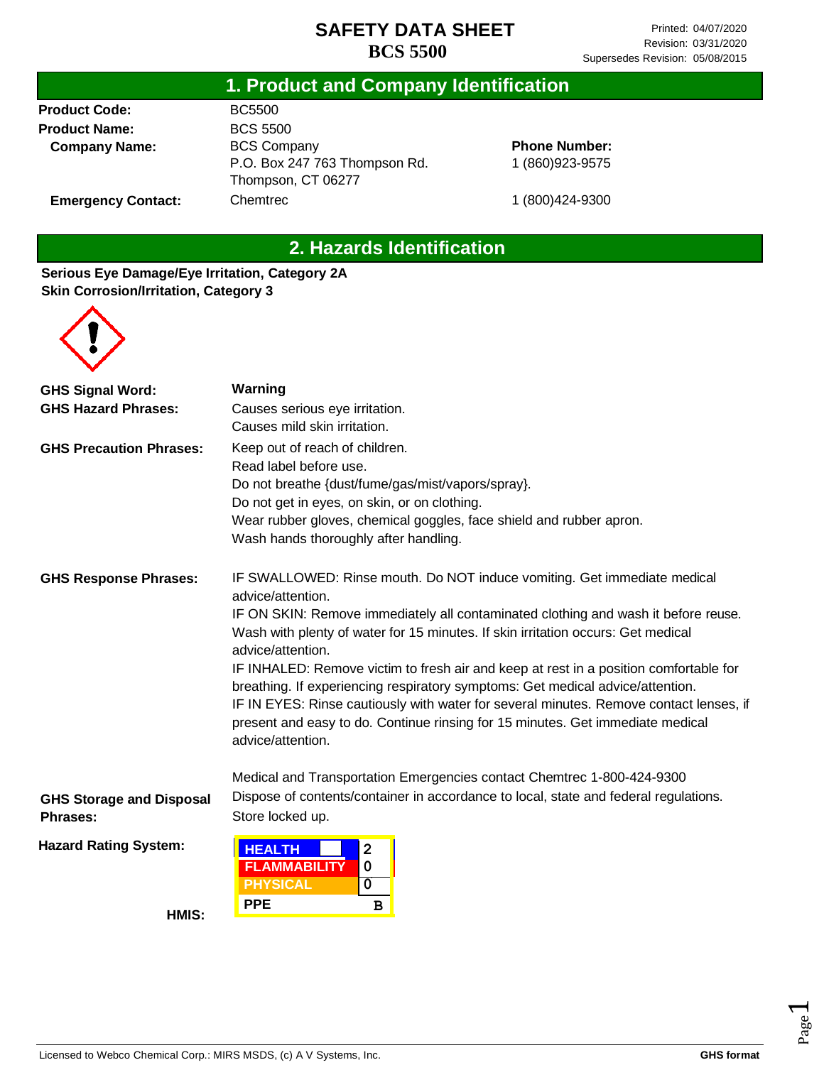# SAFETY DATA SHEET
# BCS 5500

Printed: 04/07/2020
Revision: 03/31/2020
Supersedes Revision: 05/08/2015

## 1. Product and Company Identification

| | | |
|---|---|---|
| **Product Code:** | BC5500 | |
| **Product Name:** | BCS 5500 | |
| **Company Name:** | BCS Company<br>P.O. Box 247 763 Thompson Rd.<br>Thompson, CT 06277 | **Phone Number:**<br>1 (860)923-9575 |
| **Emergency Contact:** | Chemtrec | 1 (800)424-9300 |

## 2. Hazards Identification

**Serious Eye Damage/Eye Irritation, Category 2A**
**Skin Corrosion/Irritation, Category 3**

**GHS Signal Word:** **Warning**

**GHS Hazard Phrases:**
Causes serious eye irritation.
Causes mild skin irritation.

**GHS Precaution Phrases:**
Keep out of reach of children.
Read label before use.
Do not breathe {dust/fume/gas/mist/vapors/spray}.
Do not get in eyes, on skin, or on clothing.
Wear rubber gloves, chemical goggles, face shield and rubber apron.
Wash hands thoroughly after handling.

**GHS Response Phrases:**
IF SWALLOWED: Rinse mouth. Do NOT induce vomiting. Get immediate medical advice/attention.
IF ON SKIN: Remove immediately all contaminated clothing and wash it before reuse. Wash with plenty of water for 15 minutes. If skin irritation occurs: Get medical advice/attention.
IF INHALED: Remove victim to fresh air and keep at rest in a position comfortable for breathing. If experiencing respiratory symptoms: Get medical advice/attention.
IF IN EYES: Rinse cautiously with water for several minutes. Remove contact lenses, if present and easy to do. Continue rinsing for 15 minutes. Get immediate medical advice/attention.

Medical and Transportation Emergencies contact Chemtrec 1-800-424-9300

**GHS Storage and Disposal Phrases:**
Dispose of contents/container in accordance to local, state and federal regulations.
Store locked up.

**Hazard Rating System:**

**HMIS:**

| | |
|---|---|
| HEALTH | 2 |
| FLAMMABILITY | 0 |
| PHYSICAL | 0 |
| PPE | B |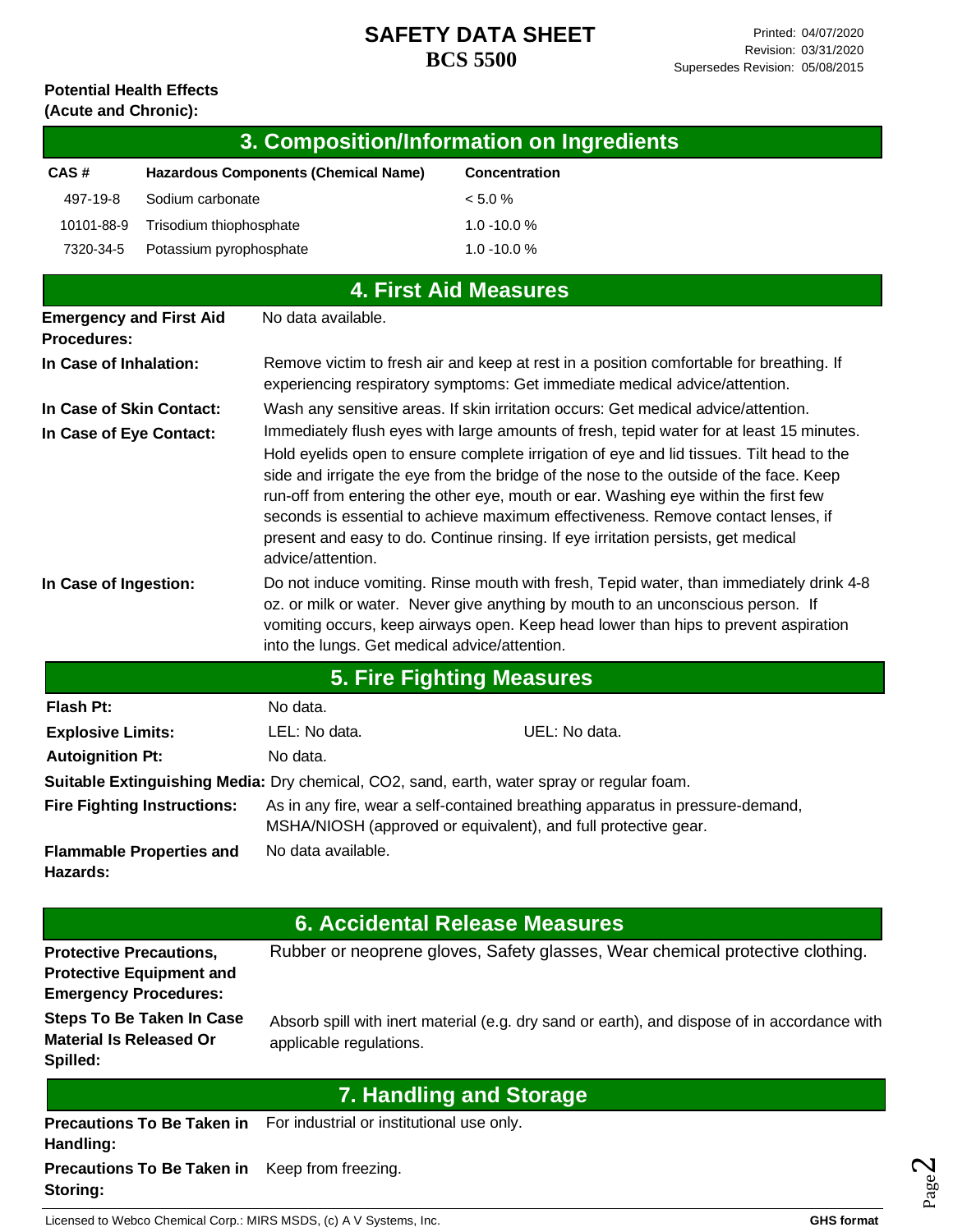**Potential Health Effects (Acute and Chronic):**

## 3. Composition/Information on Ingredients

| CAS # | Hazardous Components (Chemical Name) | Concentration |
|---|---|---|
| 497-19-8 | Sodium carbonate | < 5.0 % |
| 10101-88-9 | Trisodium thiophosphate | 1.0 -10.0 % |
| 7320-34-5 | Potassium pyrophosphate | 1.0 -10.0 % |

## 4. First Aid Measures

**Emergency and First Aid Procedures:** No data available.

**In Case of Inhalation:** Remove victim to fresh air and keep at rest in a position comfortable for breathing. If experiencing respiratory symptoms: Get immediate medical advice/attention.

**In Case of Skin Contact:** Wash any sensitive areas. If skin irritation occurs: Get medical advice/attention.

**In Case of Eye Contact:** Immediately flush eyes with large amounts of fresh, tepid water for at least 15 minutes. Hold eyelids open to ensure complete irrigation of eye and lid tissues. Tilt head to the side and irrigate the eye from the bridge of the nose to the outside of the face. Keep run-off from entering the other eye, mouth or ear. Washing eye within the first few seconds is essential to achieve maximum effectiveness. Remove contact lenses, if present and easy to do. Continue rinsing. If eye irritation persists, get medical advice/attention.

**In Case of Ingestion:** Do not induce vomiting. Rinse mouth with fresh, Tepid water, than immediately drink 4-8 oz. or milk or water. Never give anything by mouth to an unconscious person. If vomiting occurs, keep airways open. Keep head lower than hips to prevent aspiration into the lungs. Get medical advice/attention.

## 5. Fire Fighting Measures

**Flash Pt:** No data.

**Explosive Limits:** LEL: No data. UEL: No data.

**Autoignition Pt:** No data.

**Suitable Extinguishing Media:** Dry chemical, CO2, sand, earth, water spray or regular foam.

**Fire Fighting Instructions:** As in any fire, wear a self-contained breathing apparatus in pressure-demand, MSHA/NIOSH (approved or equivalent), and full protective gear.

**Flammable Properties and Hazards:** No data available.

## 6. Accidental Release Measures

**Protective Precautions, Protective Equipment and Emergency Procedures:** Rubber or neoprene gloves, Safety glasses, Wear chemical protective clothing.

**Steps To Be Taken In Case Material Is Released Or Spilled:** Absorb spill with inert material (e.g. dry sand or earth), and dispose of in accordance with applicable regulations.

## 7. Handling and Storage

**Precautions To Be Taken in Handling:** For industrial or institutional use only.

**Precautions To Be Taken in Storing:** Keep from freezing.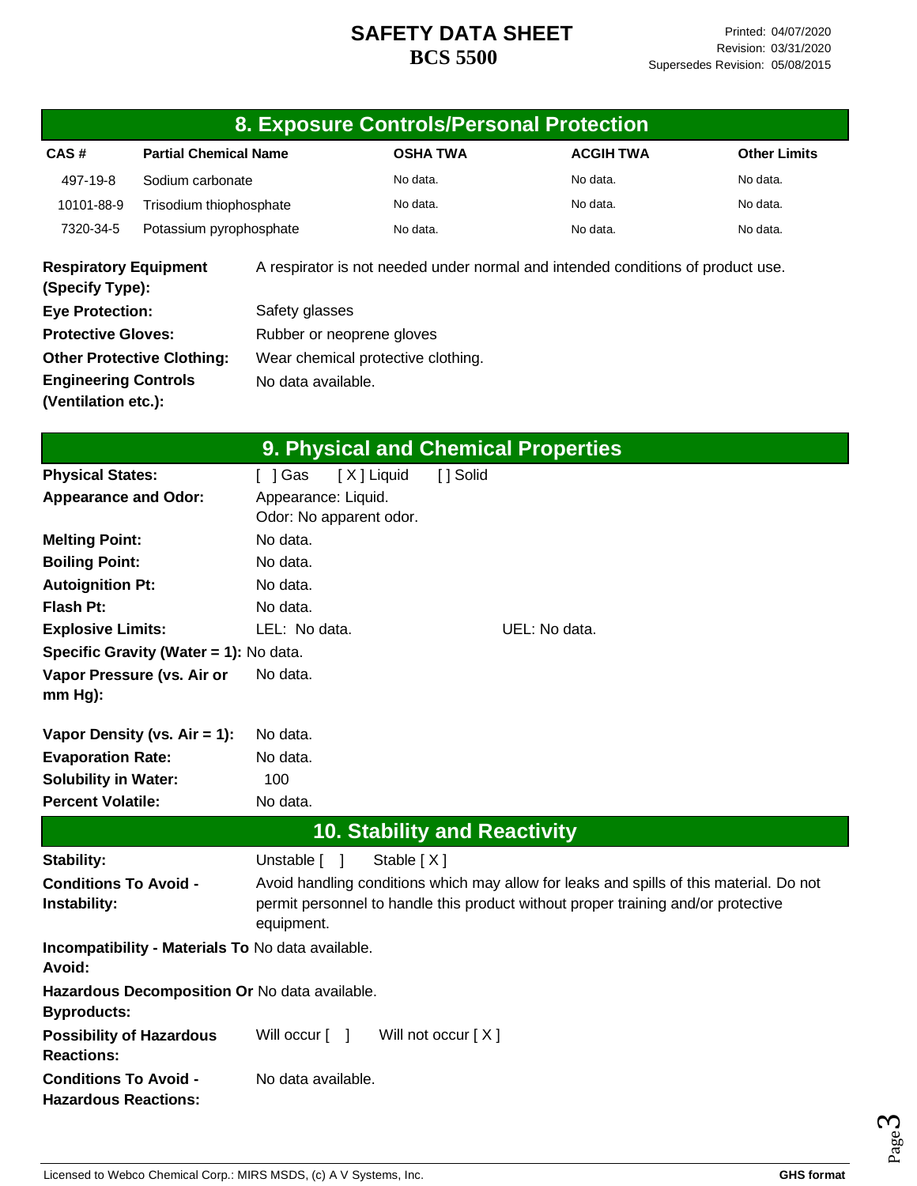# SAFETY DATA SHEET
## BCS 5500

Printed: 04/07/2020
Revision: 03/31/2020
Supersedes Revision: 05/08/2015

## 8. Exposure Controls/Personal Protection

| CAS # | Partial Chemical Name | OSHA TWA | ACGIH TWA | Other Limits |
|---|---|---|---|---|
| 497-19-8 | Sodium carbonate | No data. | No data. | No data. |
| 10101-88-9 | Trisodium thiophosphate | No data. | No data. | No data. |
| 7320-34-5 | Potassium pyrophosphate | No data. | No data. | No data. |

**Respiratory Equipment (Specify Type):** A respirator is not needed under normal and intended conditions of product use.

**Eye Protection:** Safety glasses

**Protective Gloves:** Rubber or neoprene gloves

**Other Protective Clothing:** Wear chemical protective clothing.

**Engineering Controls (Ventilation etc.):** No data available.

## 9. Physical and Chemical Properties

**Physical States:** [ ] Gas [ X ] Liquid [ ] Solid

**Appearance and Odor:** Appearance: Liquid.
Odor: No apparent odor.

**Melting Point:** No data.

**Boiling Point:** No data.

**Autoignition Pt:** No data.

**Flash Pt:** No data.

**Explosive Limits:** LEL: No data. UEL: No data.

**Specific Gravity (Water = 1):** No data.

**Vapor Pressure (vs. Air or mm Hg):** No data.

**Vapor Density (vs. Air = 1):** No data.

**Evaporation Rate:** No data.

**Solubility in Water:** 100

**Percent Volatile:** No data.

## 10. Stability and Reactivity

**Stability:** Unstable [ ] Stable [ X ]

**Conditions To Avoid - Instability:** Avoid handling conditions which may allow for leaks and spills of this material. Do not permit personnel to handle this product without proper training and/or protective equipment.

**Incompatibility - Materials To Avoid:** No data available.

**Hazardous Decomposition Or Byproducts:** No data available.

**Possibility of Hazardous Reactions:** Will occur [ ] Will not occur [ X ]

**Conditions To Avoid - Hazardous Reactions:** No data available.

Licensed to Webco Chemical Corp.: MIRS MSDS, (c) A V Systems, Inc. GHS format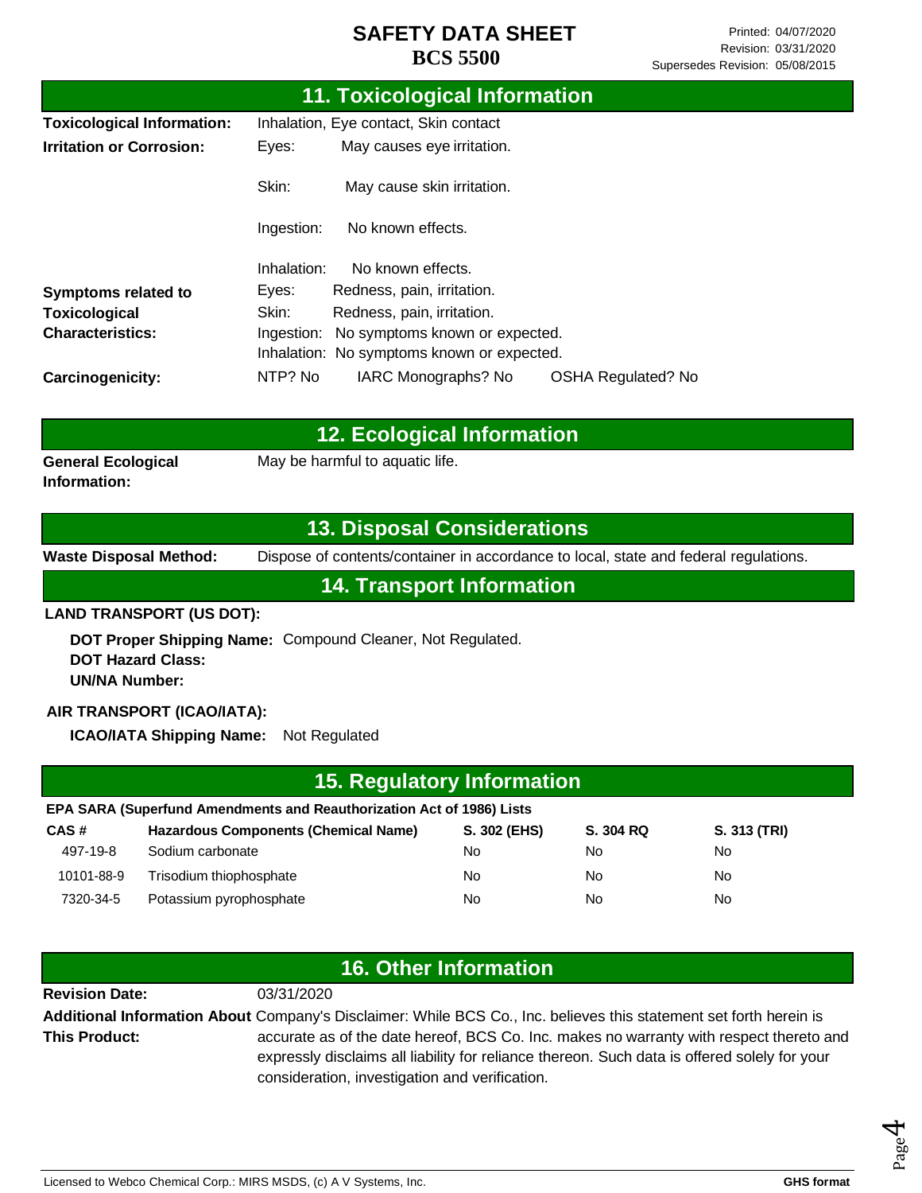## 11. Toxicological Information

**Toxicological Information:** Inhalation, Eye contact, Skin contact

**Irritation or Corrosion:**
- Eyes: May causes eye irritation.
- Skin: May cause skin irritation.
- Ingestion: No known effects.
- Inhalation: No known effects.

**Symptoms related to Toxicological Characteristics:**
- Eyes: Redness, pain, irritation.
- Skin: Redness, pain, irritation.
- Ingestion: No symptoms known or expected.
- Inhalation: No symptoms known or expected.

**Carcinogenicity:** NTP? No IARC Monographs? No OSHA Regulated? No

## 12. Ecological Information

**General Ecological Information:** May be harmful to aquatic life.

## 13. Disposal Considerations

**Waste Disposal Method:** Dispose of contents/container in accordance to local, state and federal regulations.

## 14. Transport Information

**LAND TRANSPORT (US DOT):**

**DOT Proper Shipping Name:** Compound Cleaner, Not Regulated.
**DOT Hazard Class:**
**UN/NA Number:**

**AIR TRANSPORT (ICAO/IATA):**

**ICAO/IATA Shipping Name:** Not Regulated

## 15. Regulatory Information

**EPA SARA (Superfund Amendments and Reauthorization Act of 1986) Lists**

| CAS # | Hazardous Components (Chemical Name) | S. 302 (EHS) | S. 304 RQ | S. 313 (TRI) |
|---|---|---|---|---|
| 497-19-8 | Sodium carbonate | No | No | No |
| 10101-88-9 | Trisodium thiophosphate | No | No | No |
| 7320-34-5 | Potassium pyrophosphate | No | No | No |

## 16. Other Information

**Revision Date:** 03/31/2020

**Additional Information About This Product:** Company's Disclaimer: While BCS Co., Inc. believes this statement set forth herein is accurate as of the date hereof, BCS Co. Inc. makes no warranty with respect thereto and expressly disclaims all liability for reliance thereon. Such data is offered solely for your consideration, investigation and verification.